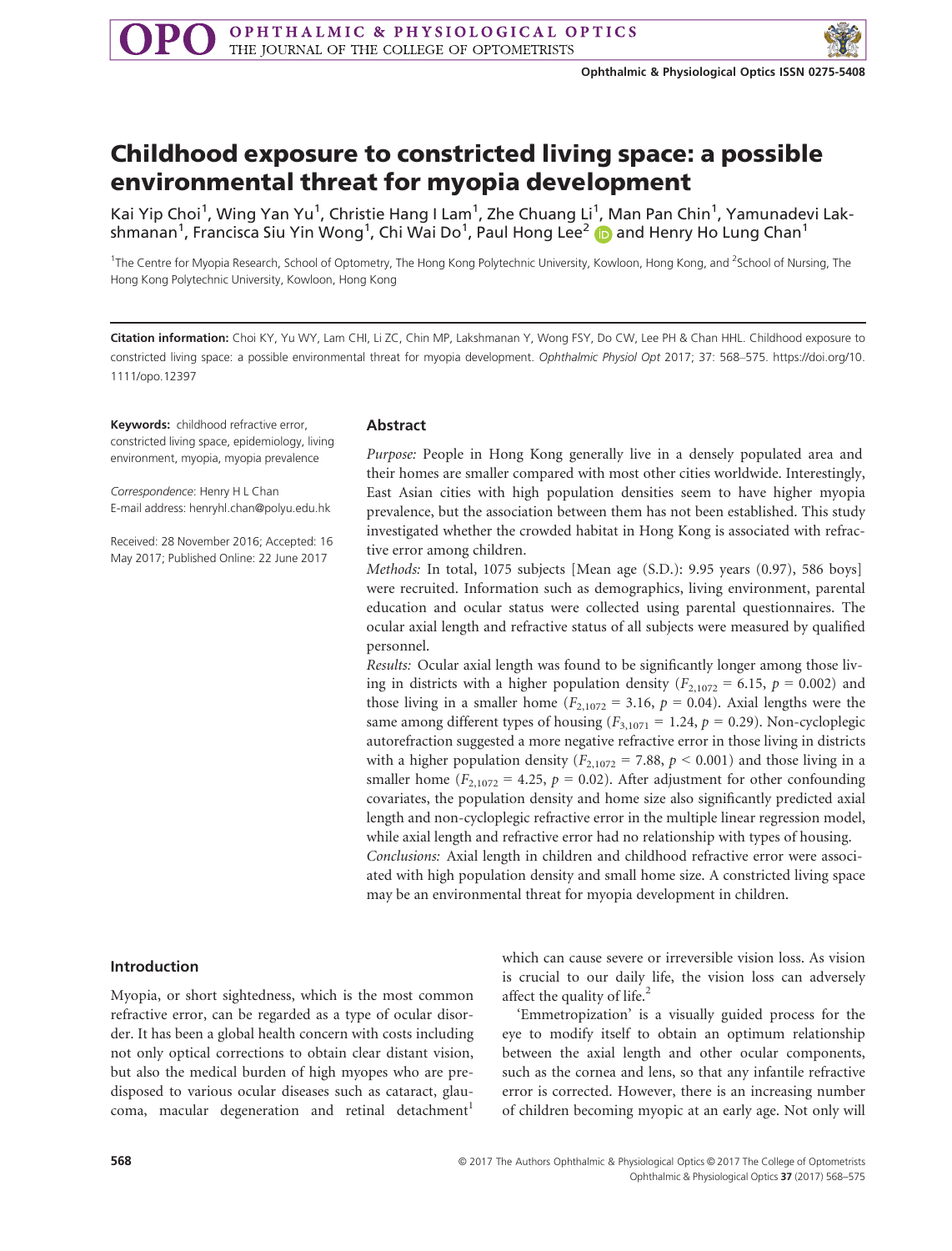# Childhood exposure to constricted living space: a possible environmental threat for myopia development

Kai Yip Choi[1], Wing Yan Yu[1], Christie Hang I Lam[1], Zhe Chuang Li[1], Man Pan Chin[1], Yamunadevi Lakshmanan[1], Francisca Siu Yin Wong[1], Chi Wai Do[1], Paul Hong Lee[2] and Henry Ho Lung Chan[1]

[1]The Centre for Myopia Research, School of Optometry, The Hong Kong Polytechnic University, Kowloon, Hong Kong, and [2]School of Nursing, The Hong Kong Polytechnic University, Kowloon, Hong Kong

**Citation information:** Choi KY, Yu WY, Lam CHI, Li ZC, Chin MP, Lakshmanan Y, Wong FSY, Do CW, Lee PH & Chan HHL. Childhood exposure to constricted living space: a possible environmental threat for myopia development. *Ophthalmic Physiol Opt* 2017; 37: 568–575. https://doi.org/10.1111/opo.12397

**Keywords:** childhood refractive error, constricted living space, epidemiology, living environment, myopia, myopia prevalence

*Correspondence*: Henry H L Chan
E-mail address: henryhl.chan@polyu.edu.hk

Received: 28 November 2016; Accepted: 16 May 2017; Published Online: 22 June 2017

## Abstract

*Purpose:* People in Hong Kong generally live in a densely populated area and their homes are smaller compared with most other cities worldwide. Interestingly, East Asian cities with high population densities seem to have higher myopia prevalence, but the association between them has not been established. This study investigated whether the crowded habitat in Hong Kong is associated with refractive error among children.

*Methods:* In total, 1075 subjects [Mean age (S.D.): 9.95 years (0.97), 586 boys] were recruited. Information such as demographics, living environment, parental education and ocular status were collected using parental questionnaires. The ocular axial length and refractive status of all subjects were measured by qualified personnel.

*Results:* Ocular axial length was found to be significantly longer among those living in districts with a higher population density ($F_{2,1072} = 6.15$, $p = 0.002$) and those living in a smaller home ($F_{2,1072} = 3.16$, $p = 0.04$). Axial lengths were the same among different types of housing ($F_{3,1071} = 1.24$, $p = 0.29$). Non-cycloplegic autorefraction suggested a more negative refractive error in those living in districts with a higher population density ($F_{2,1072} = 7.88$, $p < 0.001$) and those living in a smaller home ($F_{2,1072} = 4.25$, $p = 0.02$). After adjustment for other confounding covariates, the population density and home size also significantly predicted axial length and non-cycloplegic refractive error in the multiple linear regression model, while axial length and refractive error had no relationship with types of housing.

*Conclusions:* Axial length in children and childhood refractive error were associated with high population density and small home size. A constricted living space may be an environmental threat for myopia development in children.

## Introduction

Myopia, or short sightedness, which is the most common refractive error, can be regarded as a type of ocular disorder. It has been a global health concern with costs including not only optical corrections to obtain clear distant vision, but also the medical burden of high myopes who are predisposed to various ocular diseases such as cataract, glaucoma, macular degeneration and retinal detachment[1] which can cause severe or irreversible vision loss. As vision is crucial to our daily life, the vision loss can adversely affect the quality of life.[2]

'Emmetropization' is a visually guided process for the eye to modify itself to obtain an optimum relationship between the axial length and other ocular components, such as the cornea and lens, so that any infantile refractive error is corrected. However, there is an increasing number of children becoming myopic at an early age. Not only will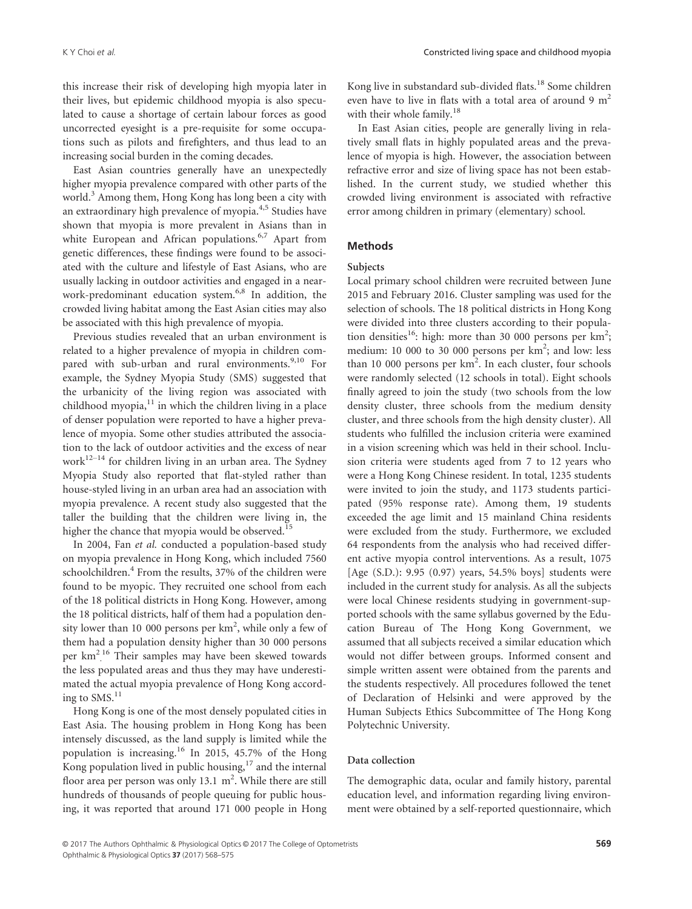this increase their risk of developing high myopia later in their lives, but epidemic childhood myopia is also speculated to cause a shortage of certain labour forces as good uncorrected eyesight is a pre-requisite for some occupations such as pilots and firefighters, and thus lead to an increasing social burden in the coming decades.

East Asian countries generally have an unexpectedly higher myopia prevalence compared with other parts of the world.[3] Among them, Hong Kong has long been a city with an extraordinary high prevalence of myopia.[4,5] Studies have shown that myopia is more prevalent in Asians than in white European and African populations.[6,7] Apart from genetic differences, these findings were found to be associated with the culture and lifestyle of East Asians, who are usually lacking in outdoor activities and engaged in a near-work-predominant education system.[6,8] In addition, the crowded living habitat among the East Asian cities may also be associated with this high prevalence of myopia.

Previous studies revealed that an urban environment is related to a higher prevalence of myopia in children compared with sub-urban and rural environments.[9,10] For example, the Sydney Myopia Study (SMS) suggested that the urbanicity of the living region was associated with childhood myopia,[11] in which the children living in a place of denser population were reported to have a higher prevalence of myopia. Some other studies attributed the association to the lack of outdoor activities and the excess of near work[12–14] for children living in an urban area. The Sydney Myopia Study also reported that flat-styled rather than house-styled living in an urban area had an association with myopia prevalence. A recent study also suggested that the taller the building that the children were living in, the higher the chance that myopia would be observed.[15]

In 2004, Fan *et al.* conducted a population-based study on myopia prevalence in Hong Kong, which included 7560 schoolchildren.[4] From the results, 37% of the children were found to be myopic. They recruited one school from each of the 18 political districts in Hong Kong. However, among the 18 political districts, half of them had a population density lower than 10 000 persons per km$^2$, while only a few of them had a population density higher than 30 000 persons per km$^2$.[16] Their samples may have been skewed towards the less populated areas and thus they may have underestimated the actual myopia prevalence of Hong Kong according to SMS.[11]

Hong Kong is one of the most densely populated cities in East Asia. The housing problem in Hong Kong has been intensely discussed, as the land supply is limited while the population is increasing.[16] In 2015, 45.7% of the Hong Kong population lived in public housing,[17] and the internal floor area per person was only 13.1 m$^2$. While there are still hundreds of thousands of people queuing for public housing, it was reported that around 171 000 people in Hong Kong live in substandard sub-divided flats.[18] Some children even have to live in flats with a total area of around 9 m$^2$ with their whole family.[18]

In East Asian cities, people are generally living in relatively small flats in highly populated areas and the prevalence of myopia is high. However, the association between refractive error and size of living space has not been established. In the current study, we studied whether this crowded living environment is associated with refractive error among children in primary (elementary) school.

## Methods

### Subjects

Local primary school children were recruited between June 2015 and February 2016. Cluster sampling was used for the selection of schools. The 18 political districts in Hong Kong were divided into three clusters according to their population densities[16]: high: more than 30 000 persons per km$^2$; medium: 10 000 to 30 000 persons per km$^2$; and low: less than 10 000 persons per km$^2$. In each cluster, four schools were randomly selected (12 schools in total). Eight schools finally agreed to join the study (two schools from the low density cluster, three schools from the medium density cluster, and three schools from the high density cluster). All students who fulfilled the inclusion criteria were examined in a vision screening which was held in their school. Inclusion criteria were students aged from 7 to 12 years who were a Hong Kong Chinese resident. In total, 1235 students were invited to join the study, and 1173 students participated (95% response rate). Among them, 19 students exceeded the age limit and 15 mainland China residents were excluded from the study. Furthermore, we excluded 64 respondents from the analysis who had received different active myopia control interventions. As a result, 1075 [Age (S.D.): 9.95 (0.97) years, 54.5% boys] students were included in the current study for analysis. As all the subjects were local Chinese residents studying in government-supported schools with the same syllabus governed by the Education Bureau of The Hong Kong Government, we assumed that all subjects received a similar education which would not differ between groups. Informed consent and simple written assent were obtained from the parents and the students respectively. All procedures followed the tenet of Declaration of Helsinki and were approved by the Human Subjects Ethics Subcommittee of The Hong Kong Polytechnic University.

### Data collection

The demographic data, ocular and family history, parental education level, and information regarding living environment were obtained by a self-reported questionnaire, which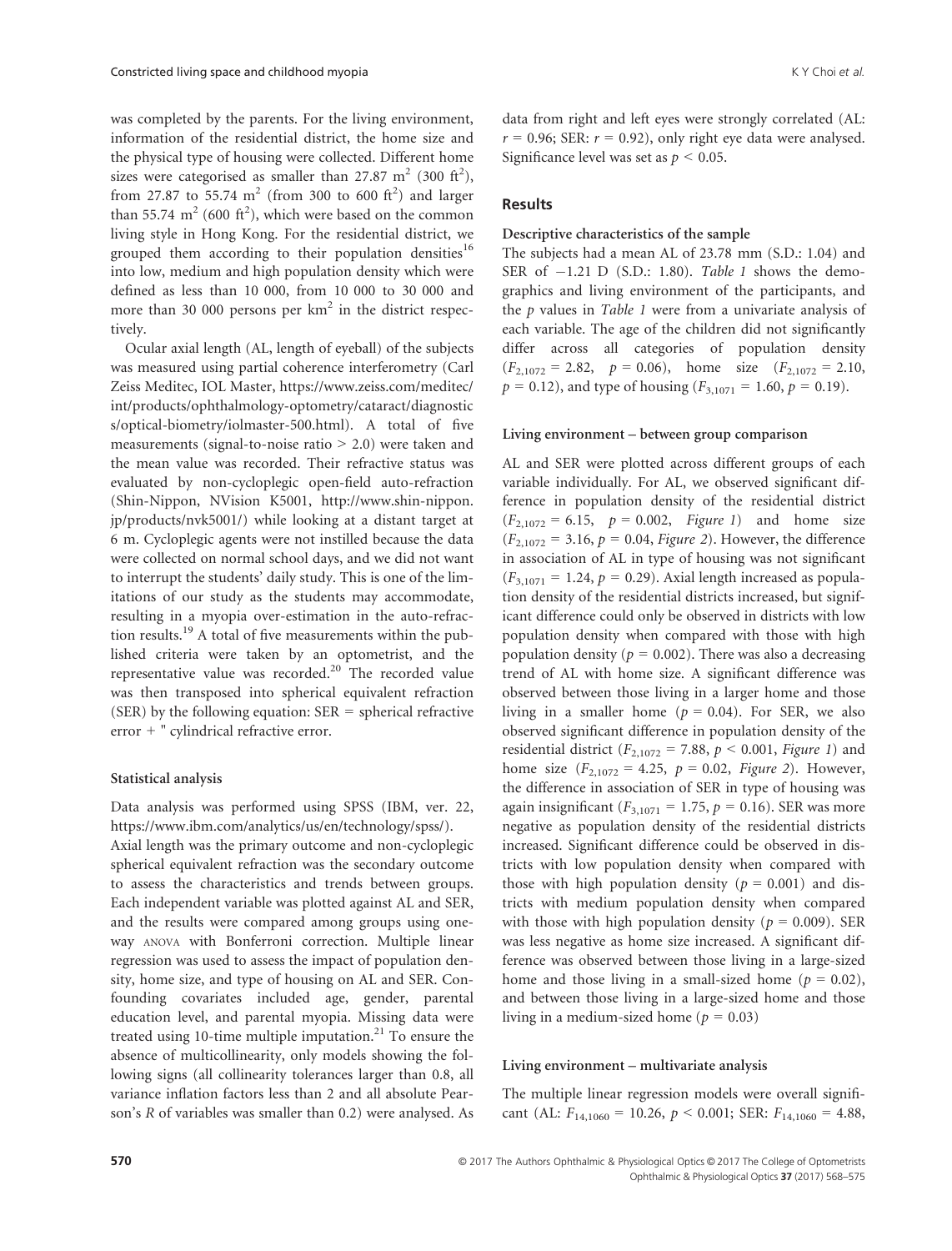was completed by the parents. For the living environment, information of the residential district, the home size and the physical type of housing were collected. Different home sizes were categorised as smaller than 27.87 $m^2$ (300 $ft^2$), from 27.87 to 55.74 $m^2$ (from 300 to 600 $ft^2$) and larger than 55.74 $m^2$ (600 $ft^2$), which were based on the common living style in Hong Kong. For the residential district, we grouped them according to their population densities[16] into low, medium and high population density which were defined as less than 10 000, from 10 000 to 30 000 and more than 30 000 persons per $km^2$ in the district respectively.

Ocular axial length (AL, length of eyeball) of the subjects was measured using partial coherence interferometry (Carl Zeiss Meditec, IOL Master, https://www.zeiss.com/meditec/int/products/ophthalmology-optometry/cataract/diagnostics/optical-biometry/iolmaster-500.html). A total of five measurements (signal-to-noise ratio > 2.0) were taken and the mean value was recorded. Their refractive status was evaluated by non-cycloplegic open-field auto-refraction (Shin-Nippon, NVision K5001, http://www.shin-nippon.jp/products/nvk5001/) while looking at a distant target at 6 m. Cycloplegic agents were not instilled because the data were collected on normal school days, and we did not want to interrupt the students' daily study. This is one of the limitations of our study as the students may accommodate, resulting in a myopia over-estimation in the auto-refraction results.[19] A total of five measurements within the published criteria were taken by an optometrist, and the representative value was recorded.[20] The recorded value was then transposed into spherical equivalent refraction (SER) by the following equation: SER = spherical refractive error + " cylindrical refractive error.

### Statistical analysis

Data analysis was performed using SPSS (IBM, ver. 22, https://www.ibm.com/analytics/us/en/technology/spss/). Axial length was the primary outcome and non-cycloplegic spherical equivalent refraction was the secondary outcome to assess the characteristics and trends between groups. Each independent variable was plotted against AL and SER, and the results were compared among groups using one-way ANOVA with Bonferroni correction. Multiple linear regression was used to assess the impact of population density, home size, and type of housing on AL and SER. Confounding covariates included age, gender, parental education level, and parental myopia. Missing data were treated using 10-time multiple imputation.[21] To ensure the absence of multicollinearity, only models showing the following signs (all collinearity tolerances larger than 0.8, all variance inflation factors less than 2 and all absolute Pearson's $R$ of variables was smaller than 0.2) were analysed. As data from right and left eyes were strongly correlated (AL: $r = 0.96$; SER: $r = 0.92$), only right eye data were analysed. Significance level was set as $p < 0.05$.

## Results

### Descriptive characteristics of the sample

The subjects had a mean AL of 23.78 mm (S.D.: 1.04) and SER of −1.21 D (S.D.: 1.80). *Table 1* shows the demographics and living environment of the participants, and the $p$ values in *Table 1* were from a univariate analysis of each variable. The age of the children did not significantly differ across all categories of population density ($F_{2,1072} = 2.82$, $p = 0.06$), home size ($F_{2,1072} = 2.10$, $p = 0.12$), and type of housing ($F_{3,1071} = 1.60$, $p = 0.19$).

### Living environment – between group comparison

AL and SER were plotted across different groups of each variable individually. For AL, we observed significant difference in population density of the residential district ($F_{2,1072} = 6.15$, $p = 0.002$, *Figure 1*) and home size ($F_{2,1072} = 3.16$, $p = 0.04$, *Figure 2*). However, the difference in association of AL in type of housing was not significant ($F_{3,1071} = 1.24$, $p = 0.29$). Axial length increased as population density of the residential districts increased, but significant difference could only be observed in districts with low population density when compared with those with high population density ($p = 0.002$). There was also a decreasing trend of AL with home size. A significant difference was observed between those living in a larger home and those living in a smaller home ($p = 0.04$). For SER, we also observed significant difference in population density of the residential district ($F_{2,1072} = 7.88$, $p < 0.001$, *Figure 1*) and home size ($F_{2,1072} = 4.25$, $p = 0.02$, *Figure 2*). However, the difference in association of SER in type of housing was again insignificant ($F_{3,1071} = 1.75$, $p = 0.16$). SER was more negative as population density of the residential districts increased. Significant difference could be observed in districts with low population density when compared with those with high population density ($p = 0.001$) and districts with medium population density when compared with those with high population density ($p = 0.009$). SER was less negative as home size increased. A significant difference was observed between those living in a large-sized home and those living in a small-sized home ($p = 0.02$), and between those living in a large-sized home and those living in a medium-sized home ($p = 0.03$)

### Living environment – multivariate analysis

The multiple linear regression models were overall significant (AL: $F_{14,1060} = 10.26$, $p < 0.001$; SER: $F_{14,1060} = 4.88$,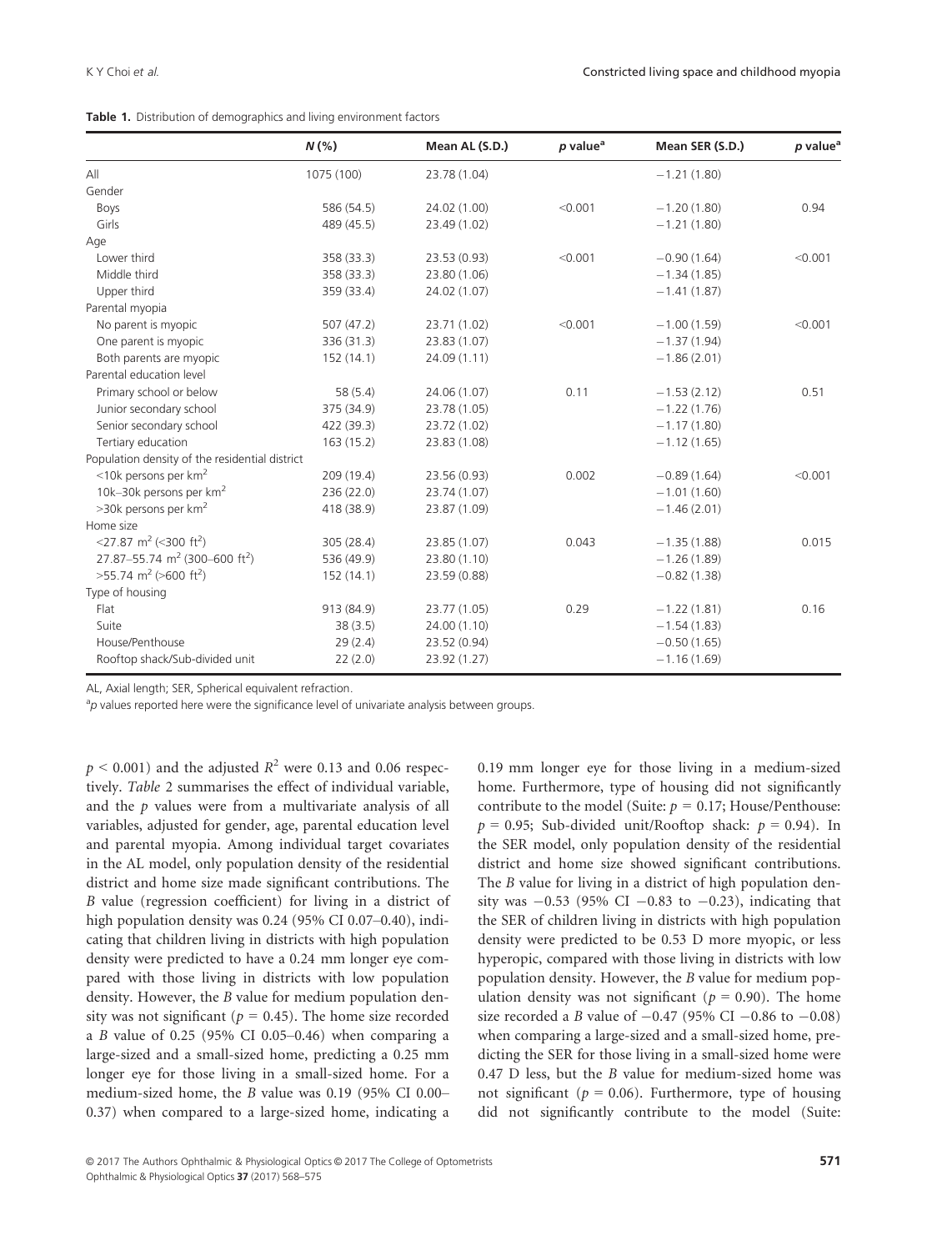**Table 1.** Distribution of demographics and living environment factors

| | *N* (%) | Mean AL (S.D.) | *p* value[a] | Mean SER (S.D.) | *p* value[a] |
|---|---|---|---|---|---|
| All | 1075 (100) | 23.78 (1.04) | | −1.21 (1.80) | |
| Gender | | | | | |
| Boys | 586 (54.5) | 24.02 (1.00) | <0.001 | −1.20 (1.80) | 0.94 |
| Girls | 489 (45.5) | 23.49 (1.02) | | −1.21 (1.80) | |
| Age | | | | | |
| Lower third | 358 (33.3) | 23.53 (0.93) | <0.001 | −0.90 (1.64) | <0.001 |
| Middle third | 358 (33.3) | 23.80 (1.06) | | −1.34 (1.85) | |
| Upper third | 359 (33.4) | 24.02 (1.07) | | −1.41 (1.87) | |
| Parental myopia | | | | | |
| No parent is myopic | 507 (47.2) | 23.71 (1.02) | <0.001 | −1.00 (1.59) | <0.001 |
| One parent is myopic | 336 (31.3) | 23.83 (1.07) | | −1.37 (1.94) | |
| Both parents are myopic | 152 (14.1) | 24.09 (1.11) | | −1.86 (2.01) | |
| Parental education level | | | | | |
| Primary school or below | 58 (5.4) | 24.06 (1.07) | 0.11 | −1.53 (2.12) | 0.51 |
| Junior secondary school | 375 (34.9) | 23.78 (1.05) | | −1.22 (1.76) | |
| Senior secondary school | 422 (39.3) | 23.72 (1.02) | | −1.17 (1.80) | |
| Tertiary education | 163 (15.2) | 23.83 (1.08) | | −1.12 (1.65) | |
| Population density of the residential district | | | | | |
| <10k persons per km$^2$ | 209 (19.4) | 23.56 (0.93) | 0.002 | −0.89 (1.64) | <0.001 |
| 10k–30k persons per km$^2$ | 236 (22.0) | 23.74 (1.07) | | −1.01 (1.60) | |
| >30k persons per km$^2$ | 418 (38.9) | 23.87 (1.09) | | −1.46 (2.01) | |
| Home size | | | | | |
| <27.87 m$^2$ (<300 ft$^2$) | 305 (28.4) | 23.85 (1.07) | 0.043 | −1.35 (1.88) | 0.015 |
| 27.87–55.74 m$^2$ (300–600 ft$^2$) | 536 (49.9) | 23.80 (1.10) | | −1.26 (1.89) | |
| >55.74 m$^2$ (>600 ft$^2$) | 152 (14.1) | 23.59 (0.88) | | −0.82 (1.38) | |
| Type of housing | | | | | |
| Flat | 913 (84.9) | 23.77 (1.05) | 0.29 | −1.22 (1.81) | 0.16 |
| Suite | 38 (3.5) | 24.00 (1.10) | | −1.54 (1.83) | |
| House/Penthouse | 29 (2.4) | 23.52 (0.94) | | −0.50 (1.65) | |
| Rooftop shack/Sub-divided unit | 22 (2.0) | 23.92 (1.27) | | −1.16 (1.69) | |

AL, Axial length; SER, Spherical equivalent refraction.

[a] *p* values reported here were the significance level of univariate analysis between groups.

$p < 0.001$) and the adjusted $R^2$ were 0.13 and 0.06 respectively. *Table* 2 summarises the effect of individual variable, and the *p* values were from a multivariate analysis of all variables, adjusted for gender, age, parental education level and parental myopia. Among individual target covariates in the AL model, only population density of the residential district and home size made significant contributions. The *B* value (regression coefficient) for living in a district of high population density was 0.24 (95% CI 0.07–0.40), indicating that children living in districts with high population density were predicted to have a 0.24 mm longer eye compared with those living in districts with low population density. However, the *B* value for medium population density was not significant ($p = 0.45$). The home size recorded a *B* value of 0.25 (95% CI 0.05–0.46) when comparing a large-sized and a small-sized home, predicting a 0.25 mm longer eye for those living in a small-sized home. For a medium-sized home, the *B* value was 0.19 (95% CI 0.00–0.37) when compared to a large-sized home, indicating a 0.19 mm longer eye for those living in a medium-sized home. Furthermore, type of housing did not significantly contribute to the model (Suite: $p = 0.17$; House/Penthouse: $p = 0.95$; Sub-divided unit/Rooftop shack: $p = 0.94$). In the SER model, only population density of the residential district and home size showed significant contributions. The *B* value for living in a district of high population density was −0.53 (95% CI −0.83 to −0.23), indicating that the SER of children living in districts with high population density were predicted to be 0.53 D more myopic, or less hyperopic, compared with those living in districts with low population density. However, the *B* value for medium population density was not significant ($p = 0.90$). The home size recorded a *B* value of −0.47 (95% CI −0.86 to −0.08) when comparing a large-sized and a small-sized home, predicting the SER for those living in a small-sized home were 0.47 D less, but the *B* value for medium-sized home was not significant ($p = 0.06$). Furthermore, type of housing did not significantly contribute to the model (Suite: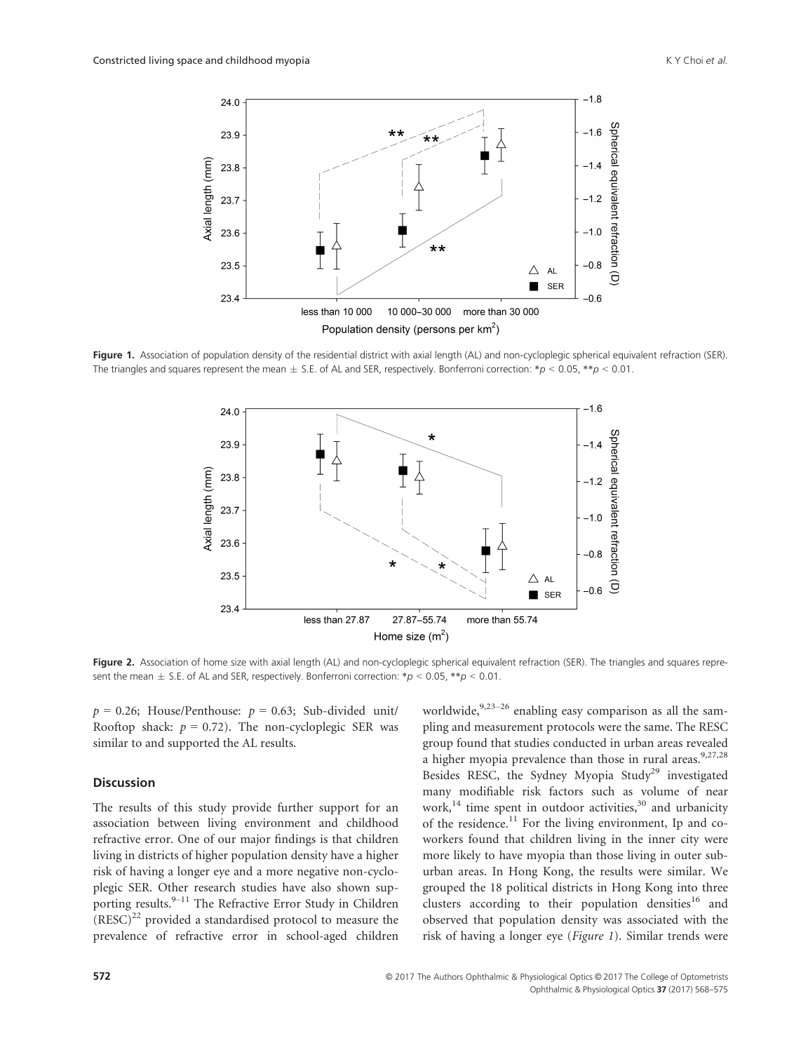Figure 1. Association of population density of the residential district with axial length (AL) and non-cycloplegic spherical equivalent refraction (SER). The triangles and squares represent the mean ± S.E. of AL and SER, respectively. Bonferroni correction: $*p < 0.05$, $**p < 0.01$.

Figure 2. Association of home size with axial length (AL) and non-cycloplegic spherical equivalent refraction (SER). The triangles and squares represent the mean ± S.E. of AL and SER, respectively. Bonferroni correction: $*p < 0.05$, $**p < 0.01$.

$p = 0.26$; House/Penthouse: $p = 0.63$; Sub-divided unit/Rooftop shack: $p = 0.72$). The non-cycloplegic SER was similar to and supported the AL results.

## Discussion

The results of this study provide further support for an association between living environment and childhood refractive error. One of our major findings is that children living in districts of higher population density have a higher risk of having a longer eye and a more negative non-cycloplegic SER. Other research studies have also shown supporting results.[9–11] The Refractive Error Study in Children (RESC)[22] provided a standardised protocol to measure the prevalence of refractive error in school-aged children worldwide,[9,23–26] enabling easy comparison as all the sampling and measurement protocols were the same. The RESC group found that studies conducted in urban areas revealed a higher myopia prevalence than those in rural areas.[9,27,28] Besides RESC, the Sydney Myopia Study[29] investigated many modifiable risk factors such as volume of near work,[14] time spent in outdoor activities,[30] and urbanicity of the residence.[11] For the living environment, Ip and coworkers found that children living in the inner city were more likely to have myopia than those living in outer suburban areas. In Hong Kong, the results were similar. We grouped the 18 political districts in Hong Kong into three clusters according to their population densities[16] and observed that population density was associated with the risk of having a longer eye (*Figure 1*). Similar trends were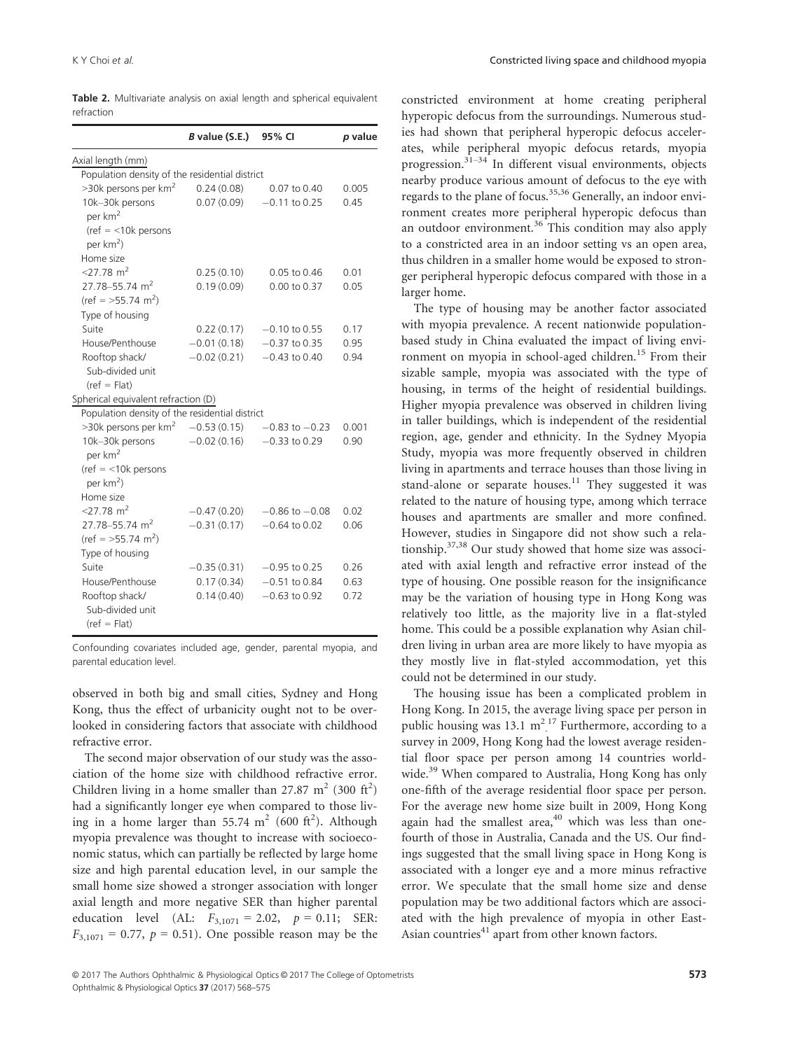**Table 2.** Multivariate analysis on axial length and spherical equivalent refraction

| | *B* value (S.E.) | 95% CI | *p* value |
|---|---|---|---|
| Axial length (mm) | | | |
| Population density of the residential district | | | |
| >30k persons per km$^2$ | 0.24 (0.08) | 0.07 to 0.40 | 0.005 |
| 10k–30k persons per km$^2$ | 0.07 (0.09) | −0.11 to 0.25 | 0.45 |
| (ref = <10k persons per km$^2$) | | | |
| Home size | | | |
| <27.78 m$^2$ | 0.25 (0.10) | 0.05 to 0.46 | 0.01 |
| 27.78–55.74 m$^2$ | 0.19 (0.09) | 0.00 to 0.37 | 0.05 |
| (ref = >55.74 m$^2$) | | | |
| Type of housing | | | |
| Suite | 0.22 (0.17) | −0.10 to 0.55 | 0.17 |
| House/Penthouse | −0.01 (0.18) | −0.37 to 0.35 | 0.95 |
| Rooftop shack/ Sub-divided unit | −0.02 (0.21) | −0.43 to 0.40 | 0.94 |
| (ref = Flat) | | | |
| Spherical equivalent refraction (D) | | | |
| Population density of the residential district | | | |
| >30k persons per km$^2$ | −0.53 (0.15) | −0.83 to −0.23 | 0.001 |
| 10k–30k persons per km$^2$ | −0.02 (0.16) | −0.33 to 0.29 | 0.90 |
| (ref = <10k persons per km$^2$) | | | |
| Home size | | | |
| <27.78 m$^2$ | −0.47 (0.20) | −0.86 to −0.08 | 0.02 |
| 27.78–55.74 m$^2$ | −0.31 (0.17) | −0.64 to 0.02 | 0.06 |
| (ref = >55.74 m$^2$) | | | |
| Type of housing | | | |
| Suite | −0.35 (0.31) | −0.95 to 0.25 | 0.26 |
| House/Penthouse | 0.17 (0.34) | −0.51 to 0.84 | 0.63 |
| Rooftop shack/ Sub-divided unit | 0.14 (0.40) | −0.63 to 0.92 | 0.72 |
| (ref = Flat) | | | |

Confounding covariates included age, gender, parental myopia, and parental education level.

observed in both big and small cities, Sydney and Hong Kong, thus the effect of urbanicity ought not to be overlooked in considering factors that associate with childhood refractive error.

The second major observation of our study was the association of the home size with childhood refractive error. Children living in a home smaller than 27.87 m$^2$ (300 ft$^2$) had a significantly longer eye when compared to those living in a home larger than 55.74 m$^2$ (600 ft$^2$). Although myopia prevalence was thought to increase with socioeconomic status, which can partially be reflected by large home size and high parental education level, in our sample the small home size showed a stronger association with longer axial length and more negative SER than higher parental education level (AL: $F_{3,1071} = 2.02$, $p = 0.11$; SER: $F_{3,1071} = 0.77$, $p = 0.51$). One possible reason may be the constricted environment at home creating peripheral hyperopic defocus from the surroundings. Numerous studies had shown that peripheral hyperopic defocus accelerates, while peripheral myopic defocus retards, myopia progression.[31–34] In different visual environments, objects nearby produce various amount of defocus to the eye with regards to the plane of focus.[35,36] Generally, an indoor environment creates more peripheral hyperopic defocus than an outdoor environment.[36] This condition may also apply to a constricted area in an indoor setting vs an open area, thus children in a smaller home would be exposed to stronger peripheral hyperopic defocus compared with those in a larger home.

The type of housing may be another factor associated with myopia prevalence. A recent nationwide population-based study in China evaluated the impact of living environment on myopia in school-aged children.[15] From their sizable sample, myopia was associated with the type of housing, in terms of the height of residential buildings. Higher myopia prevalence was observed in children living in taller buildings, which is independent of the residential region, age, gender and ethnicity. In the Sydney Myopia Study, myopia was more frequently observed in children living in apartments and terrace houses than those living in stand-alone or separate houses.[11] They suggested it was related to the nature of housing type, among which terrace houses and apartments are smaller and more confined. However, studies in Singapore did not show such a relationship.[37,38] Our study showed that home size was associated with axial length and refractive error instead of the type of housing. One possible reason for the insignificance may be the variation of housing type in Hong Kong was relatively too little, as the majority live in a flat-styled home. This could be a possible explanation why Asian children living in urban area are more likely to have myopia as they mostly live in flat-styled accommodation, yet this could not be determined in our study.

The housing issue has been a complicated problem in Hong Kong. In 2015, the average living space per person in public housing was 13.1 m$^2$.[17] Furthermore, according to a survey in 2009, Hong Kong had the lowest average residential floor space per person among 14 countries worldwide.[39] When compared to Australia, Hong Kong has only one-fifth of the average residential floor space per person. For the average new home size built in 2009, Hong Kong again had the smallest area,[40] which was less than one-fourth of those in Australia, Canada and the US. Our findings suggested that the small living space in Hong Kong is associated with a longer eye and a more minus refractive error. We speculate that the small home size and dense population may be two additional factors which are associated with the high prevalence of myopia in other East-Asian countries[41] apart from other known factors.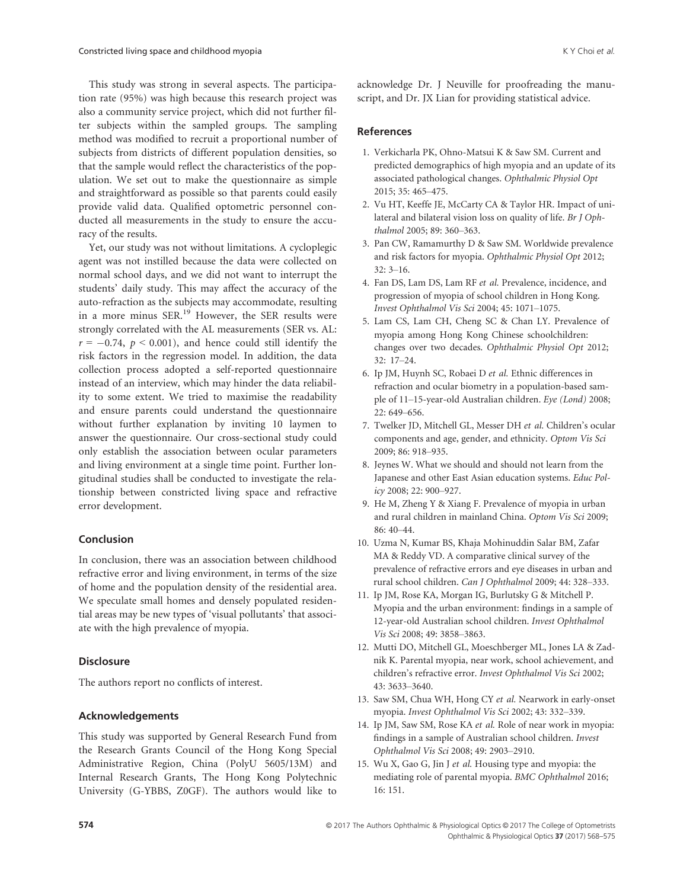This study was strong in several aspects. The participation rate (95%) was high because this research project was also a community service project, which did not further filter subjects within the sampled groups. The sampling method was modified to recruit a proportional number of subjects from districts of different population densities, so that the sample would reflect the characteristics of the population. We set out to make the questionnaire as simple and straightforward as possible so that parents could easily provide valid data. Qualified optometric personnel conducted all measurements in the study to ensure the accuracy of the results.

Yet, our study was not without limitations. A cycloplegic agent was not instilled because the data were collected on normal school days, and we did not want to interrupt the students' daily study. This may affect the accuracy of the auto-refraction as the subjects may accommodate, resulting in a more minus SER.[19] However, the SER results were strongly correlated with the AL measurements (SER vs. AL: $r = -0.74$, $p < 0.001$), and hence could still identify the risk factors in the regression model. In addition, the data collection process adopted a self-reported questionnaire instead of an interview, which may hinder the data reliability to some extent. We tried to maximise the readability and ensure parents could understand the questionnaire without further explanation by inviting 10 laymen to answer the questionnaire. Our cross-sectional study could only establish the association between ocular parameters and living environment at a single time point. Further longitudinal studies shall be conducted to investigate the relationship between constricted living space and refractive error development.

## Conclusion

In conclusion, there was an association between childhood refractive error and living environment, in terms of the size of home and the population density of the residential area. We speculate small homes and densely populated residential areas may be new types of 'visual pollutants' that associate with the high prevalence of myopia.

## Disclosure

The authors report no conflicts of interest.

## Acknowledgements

This study was supported by General Research Fund from the Research Grants Council of the Hong Kong Special Administrative Region, China (PolyU 5605/13M) and Internal Research Grants, The Hong Kong Polytechnic University (G-YBBS, Z0GF). The authors would like to acknowledge Dr. J Neuville for proofreading the manuscript, and Dr. JX Lian for providing statistical advice.

## References

1. Verkicharla PK, Ohno-Matsui K & Saw SM. Current and predicted demographics of high myopia and an update of its associated pathological changes. *Ophthalmic Physiol Opt* 2015; 35: 465–475.
2. Vu HT, Keeffe JE, McCarty CA & Taylor HR. Impact of unilateral and bilateral vision loss on quality of life. *Br J Ophthalmol* 2005; 89: 360–363.
3. Pan CW, Ramamurthy D & Saw SM. Worldwide prevalence and risk factors for myopia. *Ophthalmic Physiol Opt* 2012; 32: 3–16.
4. Fan DS, Lam DS, Lam RF *et al.* Prevalence, incidence, and progression of myopia of school children in Hong Kong. *Invest Ophthalmol Vis Sci* 2004; 45: 1071–1075.
5. Lam CS, Lam CH, Cheng SC & Chan LY. Prevalence of myopia among Hong Kong Chinese schoolchildren: changes over two decades. *Ophthalmic Physiol Opt* 2012; 32: 17–24.
6. Ip JM, Huynh SC, Robaei D *et al.* Ethnic differences in refraction and ocular biometry in a population-based sample of 11–15-year-old Australian children. *Eye (Lond)* 2008; 22: 649–656.
7. Twelker JD, Mitchell GL, Messer DH *et al.* Children's ocular components and age, gender, and ethnicity. *Optom Vis Sci* 2009; 86: 918–935.
8. Jeynes W. What we should and should not learn from the Japanese and other East Asian education systems. *Educ Policy* 2008; 22: 900–927.
9. He M, Zheng Y & Xiang F. Prevalence of myopia in urban and rural children in mainland China. *Optom Vis Sci* 2009; 86: 40–44.
10. Uzma N, Kumar BS, Khaja Mohinuddin Salar BM, Zafar MA & Reddy VD. A comparative clinical survey of the prevalence of refractive errors and eye diseases in urban and rural school children. *Can J Ophthalmol* 2009; 44: 328–333.
11. Ip JM, Rose KA, Morgan IG, Burlutsky G & Mitchell P. Myopia and the urban environment: findings in a sample of 12-year-old Australian school children. *Invest Ophthalmol Vis Sci* 2008; 49: 3858–3863.
12. Mutti DO, Mitchell GL, Moeschberger ML, Jones LA & Zadnik K. Parental myopia, near work, school achievement, and children's refractive error. *Invest Ophthalmol Vis Sci* 2002; 43: 3633–3640.
13. Saw SM, Chua WH, Hong CY *et al.* Nearwork in early-onset myopia. *Invest Ophthalmol Vis Sci* 2002; 43: 332–339.
14. Ip JM, Saw SM, Rose KA *et al.* Role of near work in myopia: findings in a sample of Australian school children. *Invest Ophthalmol Vis Sci* 2008; 49: 2903–2910.
15. Wu X, Gao G, Jin J *et al.* Housing type and myopia: the mediating role of parental myopia. *BMC Ophthalmol* 2016; 16: 151.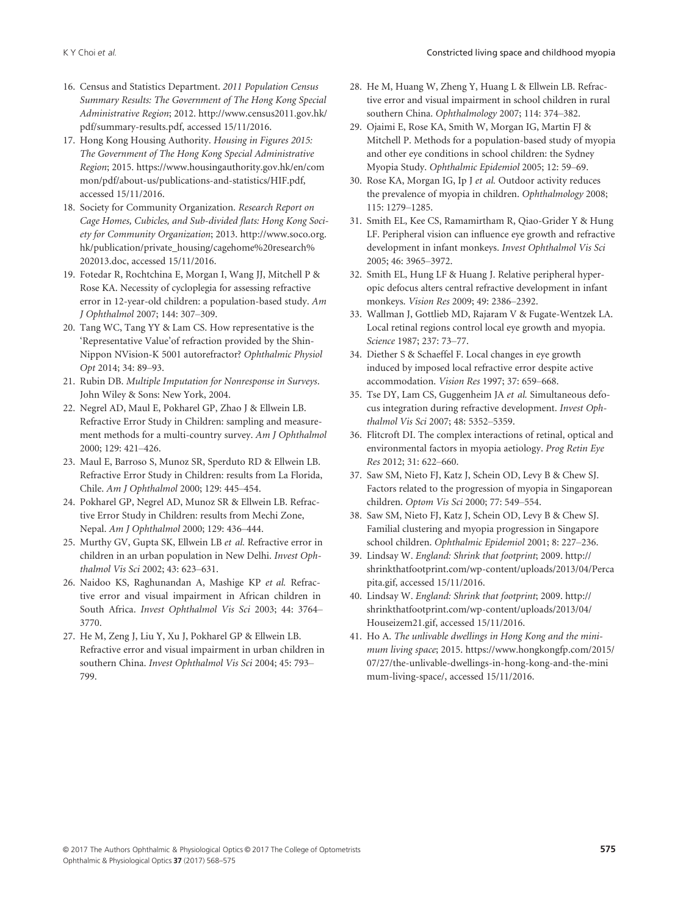16. Census and Statistics Department. *2011 Population Census Summary Results: The Government of The Hong Kong Special Administrative Region*; 2012. http://www.census2011.gov.hk/pdf/summary-results.pdf, accessed 15/11/2016.
17. Hong Kong Housing Authority. *Housing in Figures 2015: The Government of The Hong Kong Special Administrative Region*; 2015. https://www.housingauthority.gov.hk/en/common/pdf/about-us/publications-and-statistics/HIF.pdf, accessed 15/11/2016.
18. Society for Community Organization. *Research Report on Cage Homes, Cubicles, and Sub-divided flats: Hong Kong Society for Community Organization*; 2013. http://www.soco.org.hk/publication/private_housing/cagehome%20research%202013.doc, accessed 15/11/2016.
19. Fotedar R, Rochtchina E, Morgan I, Wang JJ, Mitchell P & Rose KA. Necessity of cycloplegia for assessing refractive error in 12-year-old children: a population-based study. *Am J Ophthalmol* 2007; 144: 307–309.
20. Tang WC, Tang YY & Lam CS. How representative is the 'Representative Value'of refraction provided by the Shin-Nippon NVision-K 5001 autorefractor? *Ophthalmic Physiol Opt* 2014; 34: 89–93.
21. Rubin DB. *Multiple Imputation for Nonresponse in Surveys*. John Wiley & Sons: New York, 2004.
22. Negrel AD, Maul E, Pokharel GP, Zhao J & Ellwein LB. Refractive Error Study in Children: sampling and measurement methods for a multi-country survey. *Am J Ophthalmol* 2000; 129: 421–426.
23. Maul E, Barroso S, Munoz SR, Sperduto RD & Ellwein LB. Refractive Error Study in Children: results from La Florida, Chile. *Am J Ophthalmol* 2000; 129: 445–454.
24. Pokharel GP, Negrel AD, Munoz SR & Ellwein LB. Refractive Error Study in Children: results from Mechi Zone, Nepal. *Am J Ophthalmol* 2000; 129: 436–444.
25. Murthy GV, Gupta SK, Ellwein LB *et al.* Refractive error in children in an urban population in New Delhi. *Invest Ophthalmol Vis Sci* 2002; 43: 623–631.
26. Naidoo KS, Raghunandan A, Mashige KP *et al.* Refractive error and visual impairment in African children in South Africa. *Invest Ophthalmol Vis Sci* 2003; 44: 3764–3770.
27. He M, Zeng J, Liu Y, Xu J, Pokharel GP & Ellwein LB. Refractive error and visual impairment in urban children in southern China. *Invest Ophthalmol Vis Sci* 2004; 45: 793–799.
28. He M, Huang W, Zheng Y, Huang L & Ellwein LB. Refractive error and visual impairment in school children in rural southern China. *Ophthalmology* 2007; 114: 374–382.
29. Ojaimi E, Rose KA, Smith W, Morgan IG, Martin FJ & Mitchell P. Methods for a population-based study of myopia and other eye conditions in school children: the Sydney Myopia Study. *Ophthalmic Epidemiol* 2005; 12: 59–69.
30. Rose KA, Morgan IG, Ip J *et al.* Outdoor activity reduces the prevalence of myopia in children. *Ophthalmology* 2008; 115: 1279–1285.
31. Smith EL, Kee CS, Ramamirtham R, Qiao-Grider Y & Hung LF. Peripheral vision can influence eye growth and refractive development in infant monkeys. *Invest Ophthalmol Vis Sci* 2005; 46: 3965–3972.
32. Smith EL, Hung LF & Huang J. Relative peripheral hyperopic defocus alters central refractive development in infant monkeys. *Vision Res* 2009; 49: 2386–2392.
33. Wallman J, Gottlieb MD, Rajaram V & Fugate-Wentzek LA. Local retinal regions control local eye growth and myopia. *Science* 1987; 237: 73–77.
34. Diether S & Schaeffel F. Local changes in eye growth induced by imposed local refractive error despite active accommodation. *Vision Res* 1997; 37: 659–668.
35. Tse DY, Lam CS, Guggenheim JA *et al.* Simultaneous defocus integration during refractive development. *Invest Ophthalmol Vis Sci* 2007; 48: 5352–5359.
36. Flitcroft DI. The complex interactions of retinal, optical and environmental factors in myopia aetiology. *Prog Retin Eye Res* 2012; 31: 622–660.
37. Saw SM, Nieto FJ, Katz J, Schein OD, Levy B & Chew SJ. Factors related to the progression of myopia in Singaporean children. *Optom Vis Sci* 2000; 77: 549–554.
38. Saw SM, Nieto FJ, Katz J, Schein OD, Levy B & Chew SJ. Familial clustering and myopia progression in Singapore school children. *Ophthalmic Epidemiol* 2001; 8: 227–236.
39. Lindsay W. *England: Shrink that footprint*; 2009. http://shrinkthatfootprint.com/wp-content/uploads/2013/04/Percapita.gif, accessed 15/11/2016.
40. Lindsay W. *England: Shrink that footprint*; 2009. http://shrinkthatfootprint.com/wp-content/uploads/2013/04/Houseizem21.gif, accessed 15/11/2016.
41. Ho A. *The unlivable dwellings in Hong Kong and the minimum living space*; 2015. https://www.hongkongfp.com/2015/07/27/the-unlivable-dwellings-in-hong-kong-and-the-minimum-living-space/, accessed 15/11/2016.